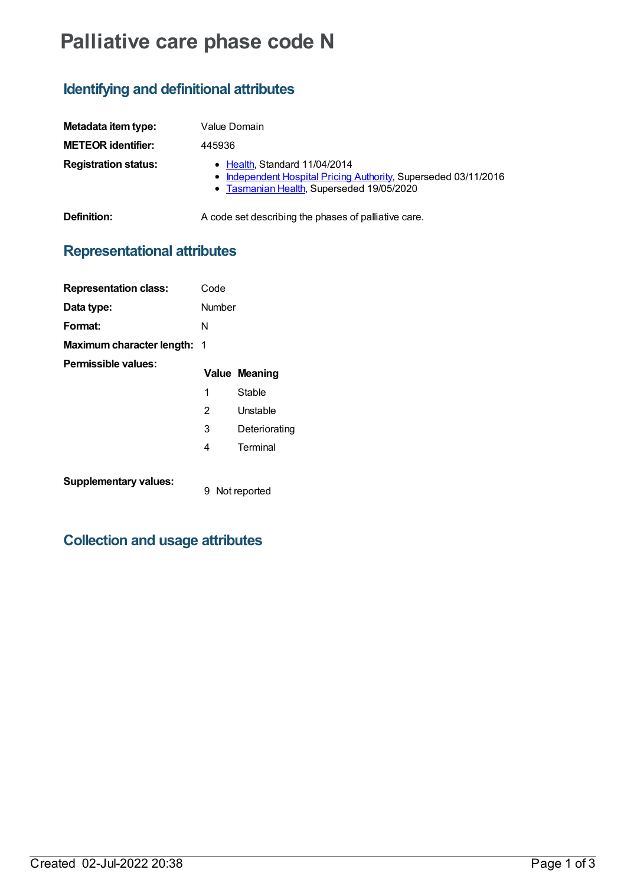# Palliative care phase code N

## Identifying and definitional attributes

| | |
|---|---|
| **Metadata item type:** | Value Domain |
| **METEOR identifier:** | 445936 |
| **Registration status:** | • Health, Standard 11/04/2014<br>• Independent Hospital Pricing Authority, Superseded 03/11/2016<br>• Tasmanian Health, Superseded 19/05/2020 |
| **Definition:** | A code set describing the phases of palliative care. |

## Representational attributes

| | |
|---|---|
| **Representation class:** | Code |
| **Data type:** | Number |
| **Format:** | N |
| **Maximum character length:** | 1 |

**Permissible values:**

| Value | Meaning |
|---|---|
| 1 | Stable |
| 2 | Unstable |
| 3 | Deteriorating |
| 4 | Terminal |

**Supplementary values:**

| Value | Meaning |
|---|---|
| 9 | Not reported |

## Collection and usage attributes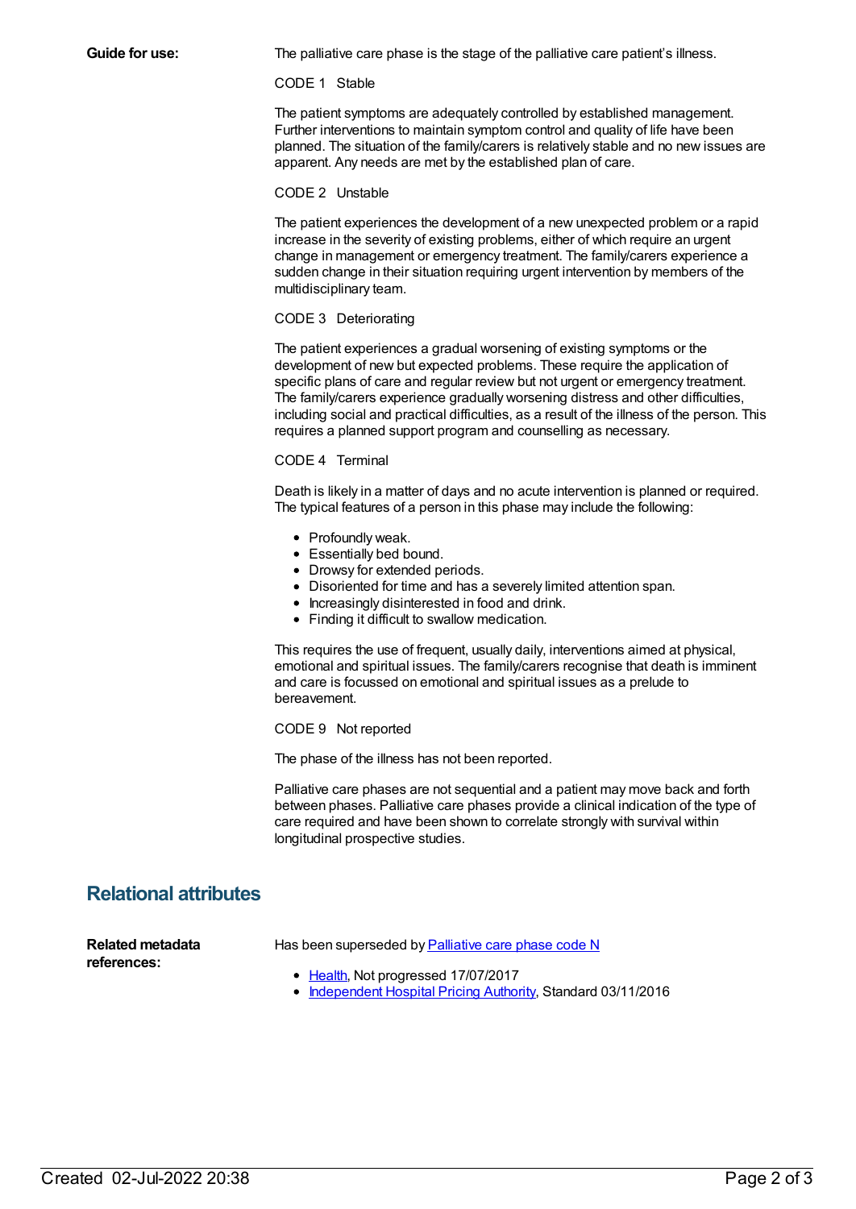**Guide for use:**

The palliative care phase is the stage of the palliative care patient's illness.

CODE 1 Stable

The patient symptoms are adequately controlled by established management. Further interventions to maintain symptom control and quality of life have been planned. The situation of the family/carers is relatively stable and no new issues are apparent. Any needs are met by the established plan of care.

CODE 2 Unstable

The patient experiences the development of a new unexpected problem or a rapid increase in the severity of existing problems, either of which require an urgent change in management or emergency treatment. The family/carers experience a sudden change in their situation requiring urgent intervention by members of the multidisciplinary team.

CODE 3 Deteriorating

The patient experiences a gradual worsening of existing symptoms or the development of new but expected problems. These require the application of specific plans of care and regular review but not urgent or emergency treatment. The family/carers experience gradually worsening distress and other difficulties, including social and practical difficulties, as a result of the illness of the person. This requires a planned support program and counselling as necessary.

CODE 4 Terminal

Death is likely in a matter of days and no acute intervention is planned or required. The typical features of a person in this phase may include the following:

- Profoundly weak.
- Essentially bed bound.
- Drowsy for extended periods.
- Disoriented for time and has a severely limited attention span.
- Increasingly disinterested in food and drink.
- Finding it difficult to swallow medication.

This requires the use of frequent, usually daily, interventions aimed at physical, emotional and spiritual issues. The family/carers recognise that death is imminent and care is focussed on emotional and spiritual issues as a prelude to bereavement.

CODE 9 Not reported

The phase of the illness has not been reported.

Palliative care phases are not sequential and a patient may move back and forth between phases. Palliative care phases provide a clinical indication of the type of care required and have been shown to correlate strongly with survival within longitudinal prospective studies.

## Relational attributes

**Related metadata references:**

Has been superseded by Palliative care phase code N

- Health, Not progressed 17/07/2017
- Independent Hospital Pricing Authority, Standard 03/11/2016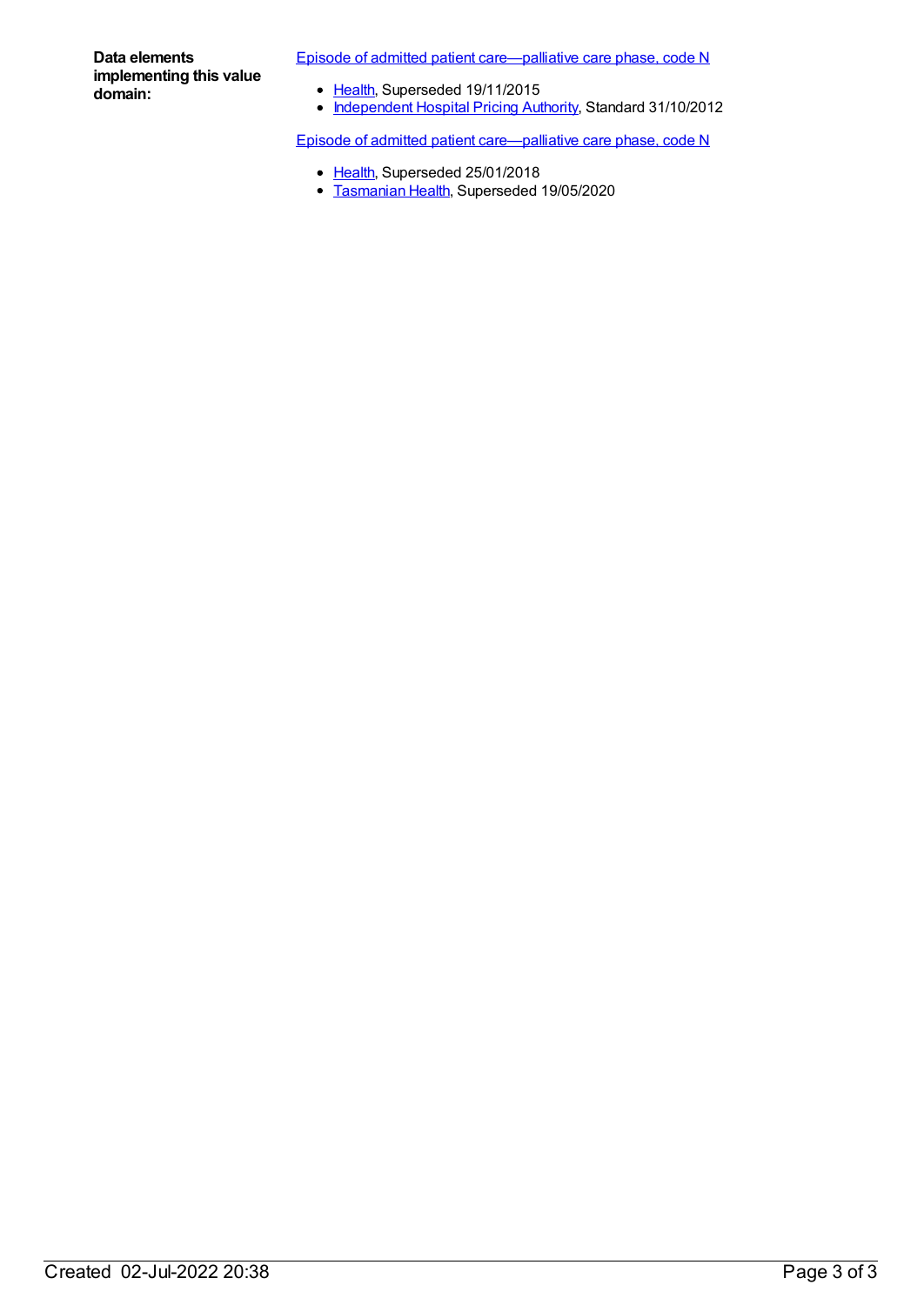**Data elements implementing this value domain:**

Episode of admitted patient care—palliative care phase, code N

- Health, Superseded 19/11/2015
- Independent Hospital Pricing Authority, Standard 31/10/2012

Episode of admitted patient care—palliative care phase, code N

- Health, Superseded 25/01/2018
- Tasmanian Health, Superseded 19/05/2020